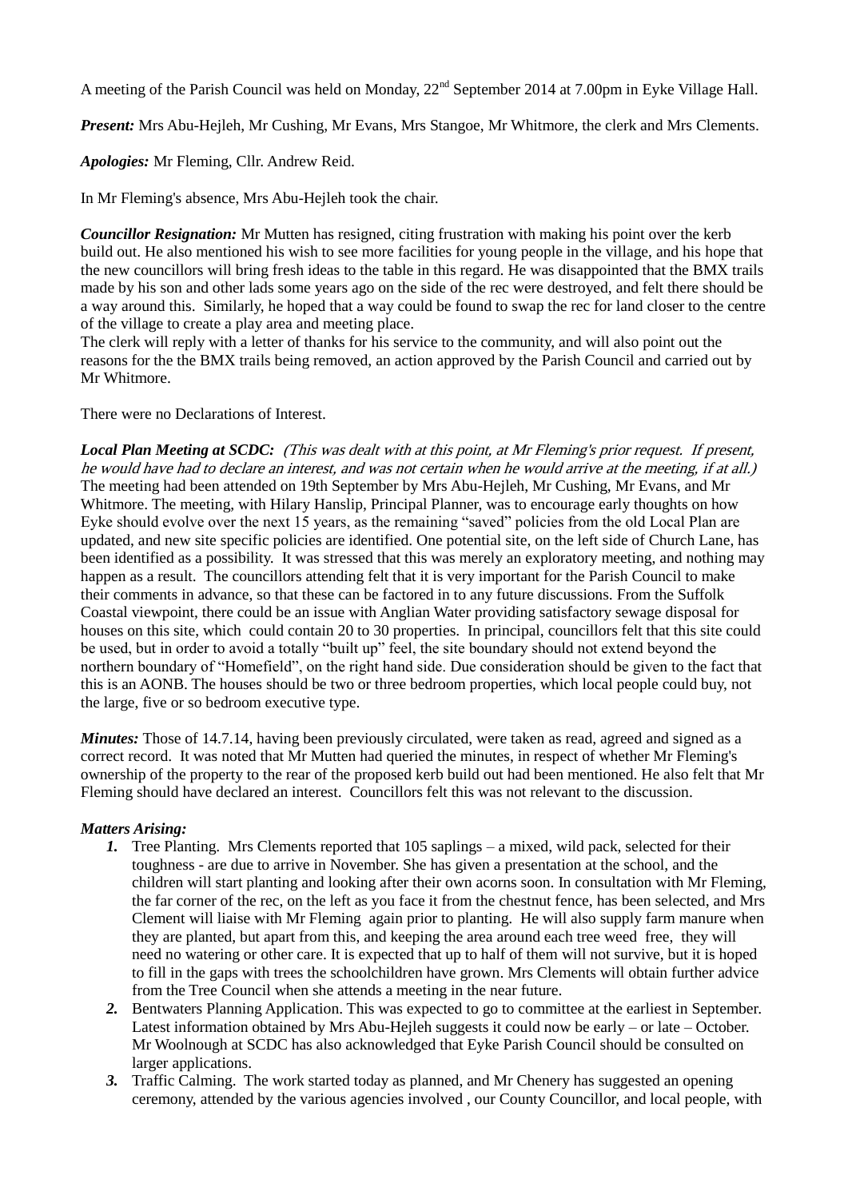A meeting of the Parish Council was held on Monday, 22nd September 2014 at 7.00pm in Eyke Village Hall.

***Present:*** Mrs Abu-Hejleh, Mr Cushing, Mr Evans, Mrs Stangoe, Mr Whitmore, the clerk and Mrs Clements.

***Apologies:*** Mr Fleming, Cllr. Andrew Reid.

In Mr Fleming's absence, Mrs Abu-Hejleh took the chair.

***Councillor Resignation:*** Mr Mutten has resigned, citing frustration with making his point over the kerb build out. He also mentioned his wish to see more facilities for young people in the village, and his hope that the new councillors will bring fresh ideas to the table in this regard. He was disappointed that the BMX trails made by his son and other lads some years ago on the side of the rec were destroyed, and felt there should be a way around this. Similarly, he hoped that a way could be found to swap the rec for land closer to the centre of the village to create a play area and meeting place.

The clerk will reply with a letter of thanks for his service to the community, and will also point out the reasons for the the BMX trails being removed, an action approved by the Parish Council and carried out by Mr Whitmore.

There were no Declarations of Interest.

***Local Plan Meeting at SCDC:*** *(This was dealt with at this point, at Mr Fleming's prior request. If present, he would have had to declare an interest, and was not certain when he would arrive at the meeting, if at all.)* The meeting had been attended on 19th September by Mrs Abu-Hejleh, Mr Cushing, Mr Evans, and Mr Whitmore. The meeting, with Hilary Hanslip, Principal Planner, was to encourage early thoughts on how Eyke should evolve over the next 15 years, as the remaining "saved" policies from the old Local Plan are updated, and new site specific policies are identified. One potential site, on the left side of Church Lane, has been identified as a possibility. It was stressed that this was merely an exploratory meeting, and nothing may happen as a result. The councillors attending felt that it is very important for the Parish Council to make their comments in advance, so that these can be factored in to any future discussions. From the Suffolk Coastal viewpoint, there could be an issue with Anglian Water providing satisfactory sewage disposal for houses on this site, which could contain 20 to 30 properties. In principal, councillors felt that this site could be used, but in order to avoid a totally "built up" feel, the site boundary should not extend beyond the northern boundary of "Homefield", on the right hand side. Due consideration should be given to the fact that this is an AONB. The houses should be two or three bedroom properties, which local people could buy, not the large, five or so bedroom executive type.

***Minutes:*** Those of 14.7.14, having been previously circulated, were taken as read, agreed and signed as a correct record. It was noted that Mr Mutten had queried the minutes, in respect of whether Mr Fleming's ownership of the property to the rear of the proposed kerb build out had been mentioned. He also felt that Mr Fleming should have declared an interest. Councillors felt this was not relevant to the discussion.

***Matters Arising:***

1. Tree Planting. Mrs Clements reported that 105 saplings – a mixed, wild pack, selected for their toughness - are due to arrive in November. She has given a presentation at the school, and the children will start planting and looking after their own acorns soon. In consultation with Mr Fleming, the far corner of the rec, on the left as you face it from the chestnut fence, has been selected, and Mrs Clement will liaise with Mr Fleming again prior to planting. He will also supply farm manure when they are planted, but apart from this, and keeping the area around each tree weed free, they will need no watering or other care. It is expected that up to half of them will not survive, but it is hoped to fill in the gaps with trees the schoolchildren have grown. Mrs Clements will obtain further advice from the Tree Council when she attends a meeting in the near future.
2. Bentwaters Planning Application. This was expected to go to committee at the earliest in September. Latest information obtained by Mrs Abu-Hejleh suggests it could now be early – or late – October. Mr Woolnough at SCDC has also acknowledged that Eyke Parish Council should be consulted on larger applications.
3. Traffic Calming. The work started today as planned, and Mr Chenery has suggested an opening ceremony, attended by the various agencies involved , our County Councillor, and local people, with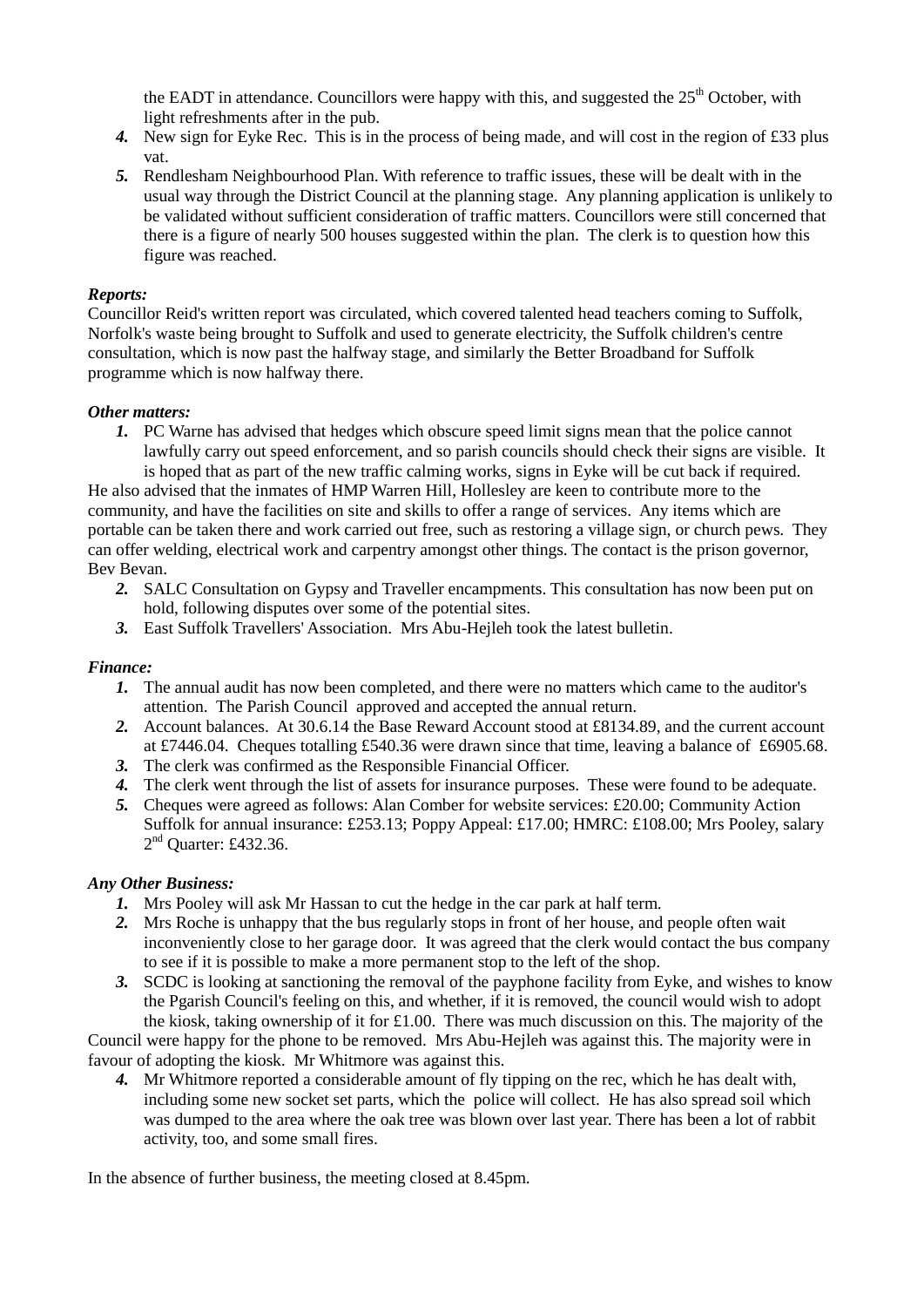the EADT in attendance. Councillors were happy with this, and suggested the 25th October, with light refreshments after in the pub.

4. New sign for Eyke Rec. This is in the process of being made, and will cost in the region of £33 plus vat.
5. Rendlesham Neighbourhood Plan. With reference to traffic issues, these will be dealt with in the usual way through the District Council at the planning stage. Any planning application is unlikely to be validated without sufficient consideration of traffic matters. Councillors were still concerned that there is a figure of nearly 500 houses suggested within the plan. The clerk is to question how this figure was reached.

***Reports:***

Councillor Reid's written report was circulated, which covered talented head teachers coming to Suffolk, Norfolk's waste being brought to Suffolk and used to generate electricity, the Suffolk children's centre consultation, which is now past the halfway stage, and similarly the Better Broadband for Suffolk programme which is now halfway there.

***Other matters:***

1. PC Warne has advised that hedges which obscure speed limit signs mean that the police cannot lawfully carry out speed enforcement, and so parish councils should check their signs are visible. It is hoped that as part of the new traffic calming works, signs in Eyke will be cut back if required.

He also advised that the inmates of HMP Warren Hill, Hollesley are keen to contribute more to the community, and have the facilities on site and skills to offer a range of services. Any items which are portable can be taken there and work carried out free, such as restoring a village sign, or church pews. They can offer welding, electrical work and carpentry amongst other things. The contact is the prison governor, Bev Bevan.

2. SALC Consultation on Gypsy and Traveller encampments. This consultation has now been put on hold, following disputes over some of the potential sites.
3. East Suffolk Travellers' Association. Mrs Abu-Hejleh took the latest bulletin.

***Finance:***

1. The annual audit has now been completed, and there were no matters which came to the auditor's attention. The Parish Council approved and accepted the annual return.
2. Account balances. At 30.6.14 the Base Reward Account stood at £8134.89, and the current account at £7446.04. Cheques totalling £540.36 were drawn since that time, leaving a balance of £6905.68.
3. The clerk was confirmed as the Responsible Financial Officer.
4. The clerk went through the list of assets for insurance purposes. These were found to be adequate.
5. Cheques were agreed as follows: Alan Comber for website services: £20.00; Community Action Suffolk for annual insurance: £253.13; Poppy Appeal: £17.00; HMRC: £108.00; Mrs Pooley, salary 2nd Quarter: £432.36.

***Any Other Business:***

1. Mrs Pooley will ask Mr Hassan to cut the hedge in the car park at half term.
2. Mrs Roche is unhappy that the bus regularly stops in front of her house, and people often wait inconveniently close to her garage door. It was agreed that the clerk would contact the bus company to see if it is possible to make a more permanent stop to the left of the shop.
3. SCDC is looking at sanctioning the removal of the payphone facility from Eyke, and wishes to know the Pgarish Council's feeling on this, and whether, if it is removed, the council would wish to adopt the kiosk, taking ownership of it for £1.00. There was much discussion on this. The majority of the

Council were happy for the phone to be removed. Mrs Abu-Hejleh was against this. The majority were in favour of adopting the kiosk. Mr Whitmore was against this.

4. Mr Whitmore reported a considerable amount of fly tipping on the rec, which he has dealt with, including some new socket set parts, which the police will collect. He has also spread soil which was dumped to the area where the oak tree was blown over last year. There has been a lot of rabbit activity, too, and some small fires.

In the absence of further business, the meeting closed at 8.45pm.